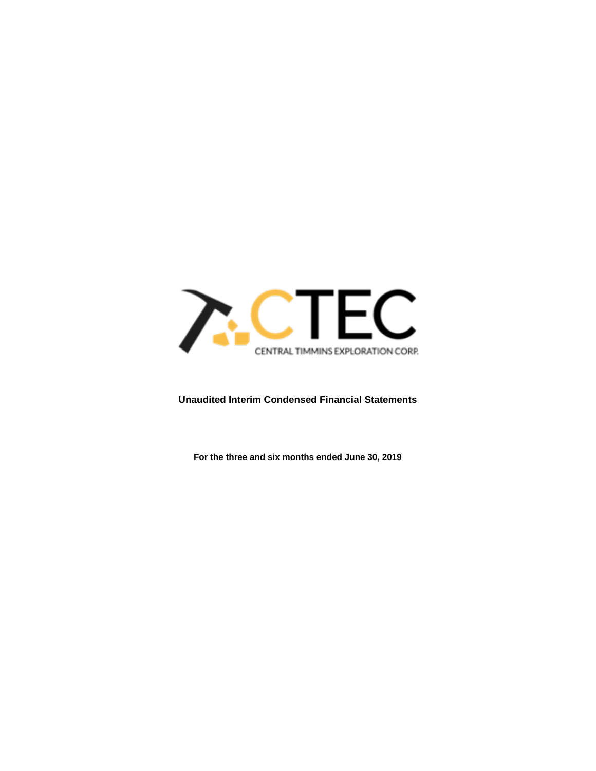CTEC

CENTRAL TIMMINS EXPLORATION CORP.

**Unaudited Interim Condensed Financial Statements**

**For the three and six months ended June 30, 2019**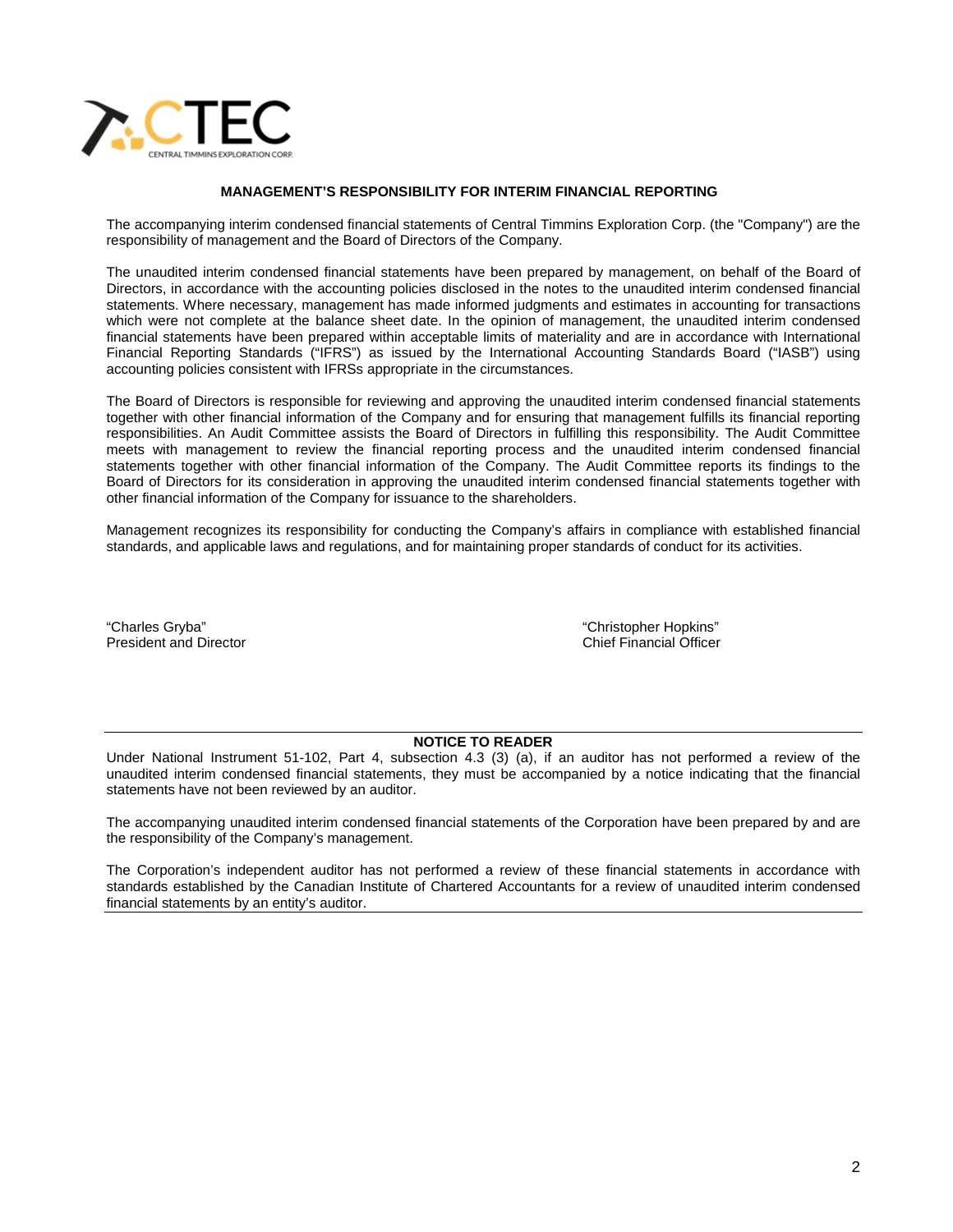## MANAGEMENT'S RESPONSIBILITY FOR INTERIM FINANCIAL REPORTING

The accompanying interim condensed financial statements of Central Timmins Exploration Corp. (the "Company") are the responsibility of management and the Board of Directors of the Company.

The unaudited interim condensed financial statements have been prepared by management, on behalf of the Board of Directors, in accordance with the accounting policies disclosed in the notes to the unaudited interim condensed financial statements. Where necessary, management has made informed judgments and estimates in accounting for transactions which were not complete at the balance sheet date. In the opinion of management, the unaudited interim condensed financial statements have been prepared within acceptable limits of materiality and are in accordance with International Financial Reporting Standards ("IFRS") as issued by the International Accounting Standards Board ("IASB") using accounting policies consistent with IFRSs appropriate in the circumstances.

The Board of Directors is responsible for reviewing and approving the unaudited interim condensed financial statements together with other financial information of the Company and for ensuring that management fulfills its financial reporting responsibilities. An Audit Committee assists the Board of Directors in fulfilling this responsibility. The Audit Committee meets with management to review the financial reporting process and the unaudited interim condensed financial statements together with other financial information of the Company. The Audit Committee reports its findings to the Board of Directors for its consideration in approving the unaudited interim condensed financial statements together with other financial information of the Company for issuance to the shareholders.

Management recognizes its responsibility for conducting the Company's affairs in compliance with established financial standards, and applicable laws and regulations, and for maintaining proper standards of conduct for its activities.

"Charles Gryba"
President and Director

"Christopher Hopkins"
Chief Financial Officer

---

**NOTICE TO READER**

Under National Instrument 51-102, Part 4, subsection 4.3 (3) (a), if an auditor has not performed a review of the unaudited interim condensed financial statements, they must be accompanied by a notice indicating that the financial statements have not been reviewed by an auditor.

The accompanying unaudited interim condensed financial statements of the Corporation have been prepared by and are the responsibility of the Company's management.

The Corporation's independent auditor has not performed a review of these financial statements in accordance with standards established by the Canadian Institute of Chartered Accountants for a review of unaudited interim condensed financial statements by an entity's auditor.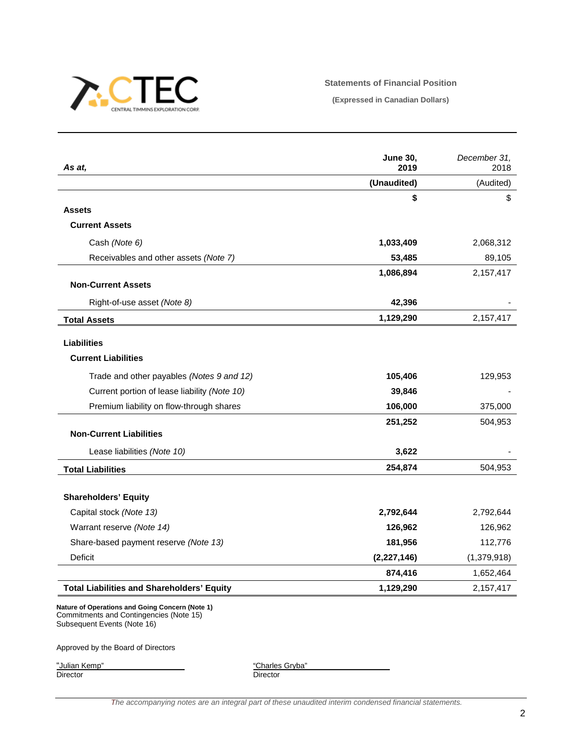CTEC
CENTRAL TIMMINS EXPLORATION CORP.

## Statements of Financial Position

**(Expressed in Canadian Dollars)**

| *As at,* | **June 30, 2019** | *December 31, 2018* |
|---|---|---|
| | **(Unaudited)** | (Audited) |
| | **$** | $ |
| **Assets** | | |
| **Current Assets** | | |
| Cash *(Note 6)* | **1,033,409** | 2,068,312 |
| Receivables and other assets *(Note 7)* | **53,485** | 89,105 |
| | **1,086,894** | 2,157,417 |
| **Non-Current Assets** | | |
| Right-of-use asset *(Note 8)* | **42,396** | - |
| **Total Assets** | **1,129,290** | 2,157,417 |
| **Liabilities** | | |
| **Current Liabilities** | | |
| Trade and other payables *(Notes 9 and 12)* | **105,406** | 129,953 |
| Current portion of lease liability *(Note 10)* | **39,846** | - |
| Premium liability on flow-through shares | **106,000** | 375,000 |
| | **251,252** | 504,953 |
| **Non-Current Liabilities** | | |
| Lease liabilities *(Note 10)* | **3,622** | - |
| **Total Liabilities** | **254,874** | 504,953 |
| **Shareholders' Equity** | | |
| Capital stock *(Note 13)* | **2,792,644** | 2,792,644 |
| Warrant reserve *(Note 14)* | **126,962** | 126,962 |
| Share-based payment reserve *(Note 13)* | **181,956** | 112,776 |
| Deficit | **(2,227,146)** | (1,379,918) |
| | **874,416** | 1,652,464 |
| **Total Liabilities and Shareholders' Equity** | **1,129,290** | 2,157,417 |

**Nature of Operations and Going Concern (Note 1)**
Commitments and Contingencies (Note 15)
Subsequent Events (Note 16)

Approved by the Board of Directors

"Julian Kemp"
Director

"Charles Gryba"
Director

*The accompanying notes are an integral part of these unaudited interim condensed financial statements.*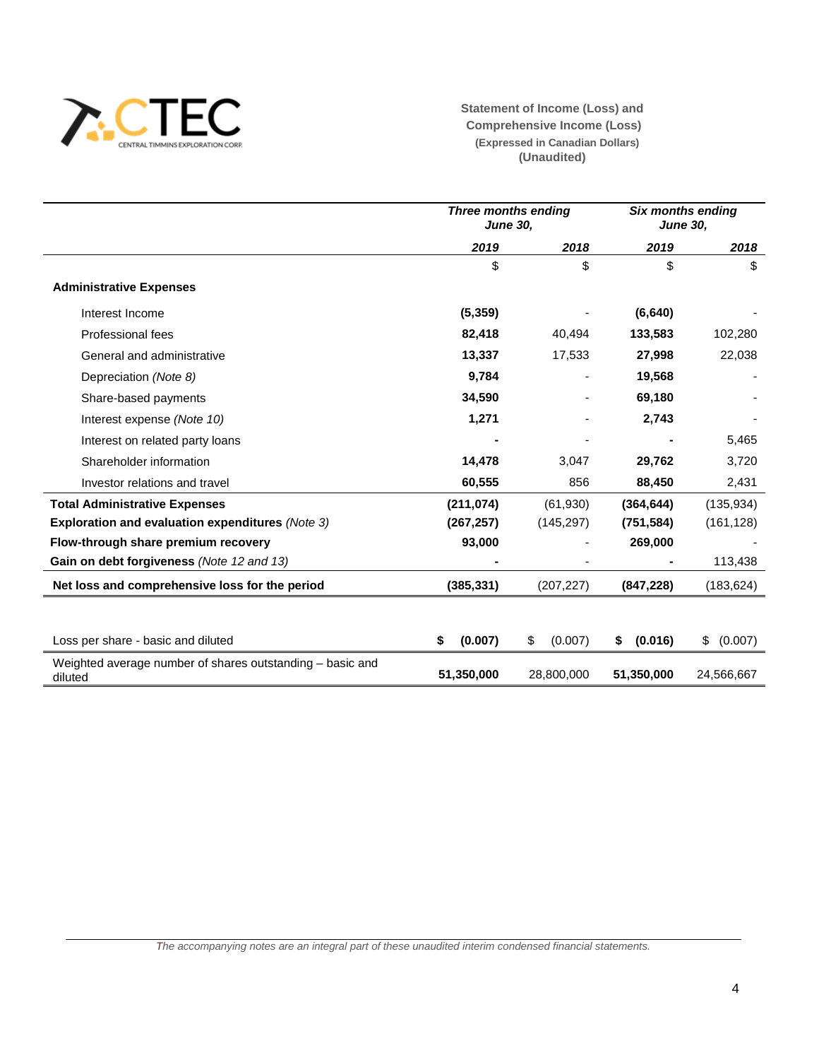CENTRAL TIMMINS EXPLORATION CORP.

**Statement of Income (Loss) and Comprehensive Income (Loss)**
**(Expressed in Canadian Dollars)**
**(Unaudited)**

| | *Three months ending June 30,* | | *Six months ending June 30,* | |
|---|---|---|---|---|
| | ***2019*** | ***2018*** | ***2019*** | ***2018*** |
| | $ | $ | $ | $ |
| **Administrative Expenses** | | | | |
| Interest Income | **(5,359)** | - | **(6,640)** | - |
| Professional fees | **82,418** | 40,494 | **133,583** | 102,280 |
| General and administrative | **13,337** | 17,533 | **27,998** | 22,038 |
| Depreciation *(Note 8)* | **9,784** | - | **19,568** | - |
| Share-based payments | **34,590** | - | **69,180** | - |
| Interest expense *(Note 10)* | **1,271** | - | **2,743** | - |
| Interest on related party loans | **-** | - | **-** | 5,465 |
| Shareholder information | **14,478** | 3,047 | **29,762** | 3,720 |
| Investor relations and travel | **60,555** | 856 | **88,450** | 2,431 |
| **Total Administrative Expenses** | **(211,074)** | (61,930) | **(364,644)** | (135,934) |
| **Exploration and evaluation expenditures** *(Note 3)* | **(267,257)** | (145,297) | **(751,584)** | (161,128) |
| **Flow-through share premium recovery** | **93,000** | - | **269,000** | - |
| **Gain on debt forgiveness** *(Note 12 and 13)* | **-** | - | **-** | 113,438 |
| **Net loss and comprehensive loss for the period** | **(385,331)** | (207,227) | **(847,228)** | (183,624) |
| | | | | |
| Loss per share - basic and diluted | **$ (0.007)** | $ (0.007) | **$ (0.016)** | $ (0.007) |
| Weighted average number of shares outstanding – basic and diluted | **51,350,000** | 28,800,000 | **51,350,000** | 24,566,667 |

*The accompanying notes are an integral part of these unaudited interim condensed financial statements.*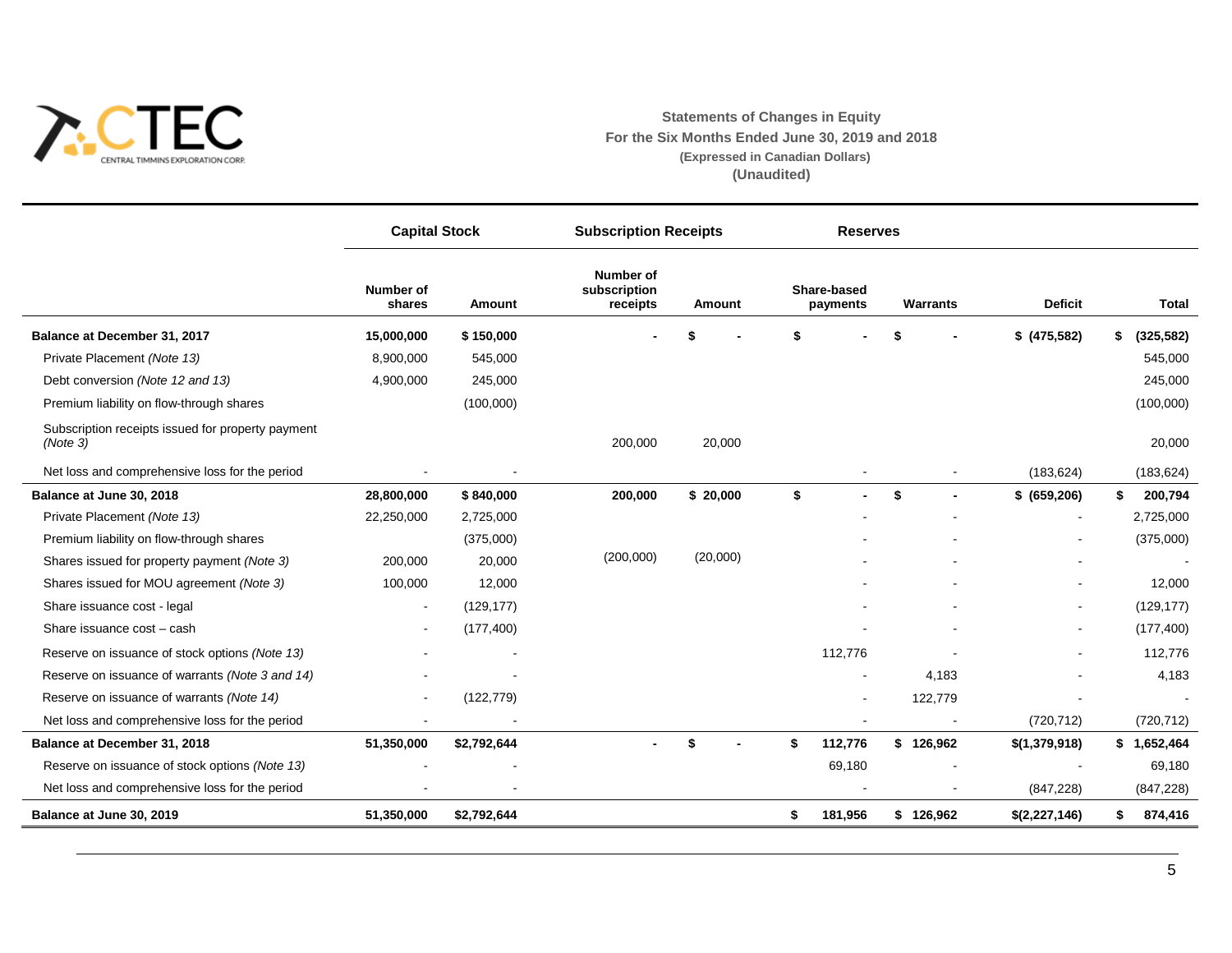CENTRAL TIMMINS EXPLORATION CORP.

**Statements of Changes in Equity**
**For the Six Months Ended June 30, 2019 and 2018**
**(Expressed in Canadian Dollars)**
**(Unaudited)**

| | Capital Stock | | Subscription Receipts | | Reserves | | | |
|---|---|---|---|---|---|---|---|---|
| | **Number of shares** | **Amount** | **Number of subscription receipts** | **Amount** | **Share-based payments** | **Warrants** | **Deficit** | **Total** |
| **Balance at December 31, 2017** | **15,000,000** | **$ 150,000** | **-** | **$ -** | **$ -** | **$ -** | **$ (475,582)** | **$ (325,582)** |
| Private Placement *(Note 13)* | 8,900,000 | 545,000 | | | | | | 545,000 |
| Debt conversion *(Note 12 and 13)* | 4,900,000 | 245,000 | | | | | | 245,000 |
| Premium liability on flow-through shares | | (100,000) | | | | | | (100,000) |
| Subscription receipts issued for property payment *(Note 3)* | | | 200,000 | 20,000 | | | | 20,000 |
| Net loss and comprehensive loss for the period | - | - | | | - | - | (183,624) | (183,624) |
| **Balance at June 30, 2018** | **28,800,000** | **$ 840,000** | **200,000** | **$ 20,000** | **$ -** | **$ -** | **$ (659,206)** | **$ 200,794** |
| Private Placement *(Note 13)* | 22,250,000 | 2,725,000 | | | - | - | - | 2,725,000 |
| Premium liability on flow-through shares | | (375,000) | | | - | - | - | (375,000) |
| Shares issued for property payment *(Note 3)* | 200,000 | 20,000 | (200,000) | (20,000) | - | - | - | - |
| Shares issued for MOU agreement *(Note 3)* | 100,000 | 12,000 | | | - | - | - | 12,000 |
| Share issuance cost - legal | - | (129,177) | | | - | - | - | (129,177) |
| Share issuance cost – cash | - | (177,400) | | | - | - | - | (177,400) |
| Reserve on issuance of stock options *(Note 13)* | - | - | | | 112,776 | - | - | 112,776 |
| Reserve on issuance of warrants *(Note 3 and 14)* | - | - | | | - | 4,183 | - | 4,183 |
| Reserve on issuance of warrants *(Note 14)* | - | (122,779) | | | - | 122,779 | - | - |
| Net loss and comprehensive loss for the period | - | - | | | - | - | (720,712) | (720,712) |
| **Balance at December 31, 2018** | **51,350,000** | **$2,792,644** | **-** | **$ -** | **$ 112,776** | **$ 126,962** | **$(1,379,918)** | **$ 1,652,464** |
| Reserve on issuance of stock options *(Note 13)* | - | - | | | 69,180 | - | - | 69,180 |
| Net loss and comprehensive loss for the period | - | - | | | - | - | (847,228) | (847,228) |
| **Balance at June 30, 2019** | **51,350,000** | **$2,792,644** | | | **$ 181,956** | **$ 126,962** | **$(2,227,146)** | **$ 874,416** |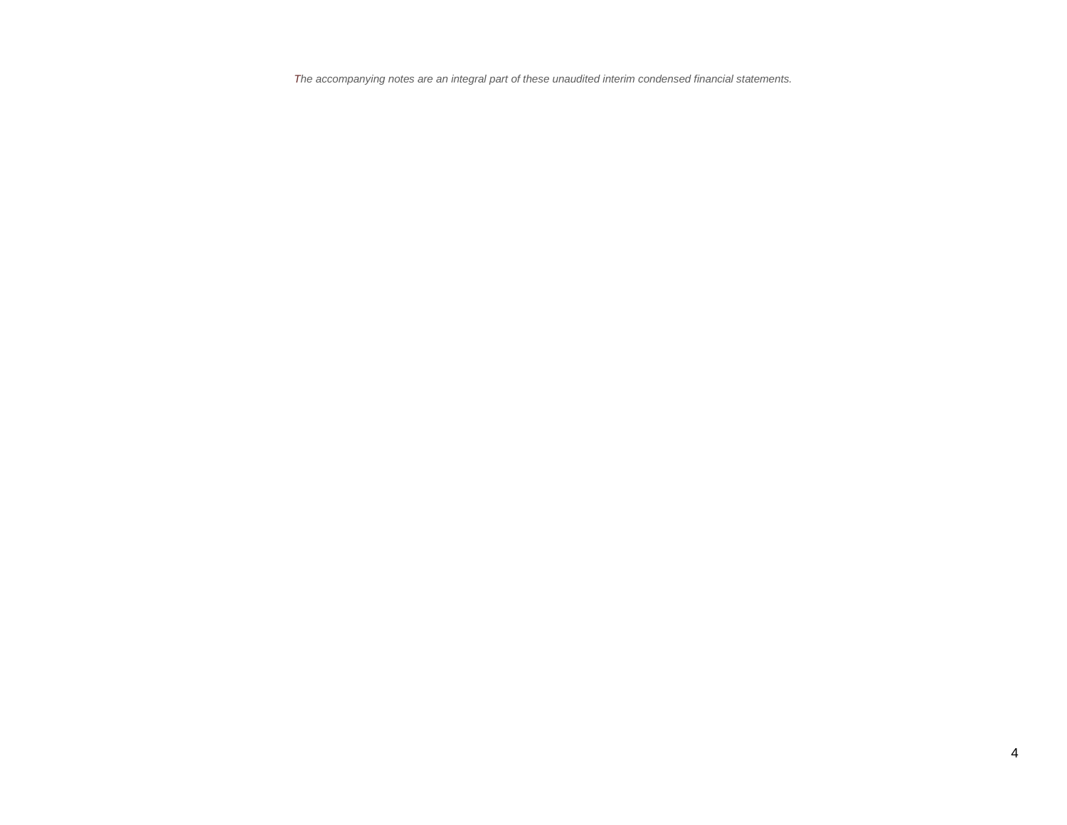*The accompanying notes are an integral part of these unaudited interim condensed financial statements.*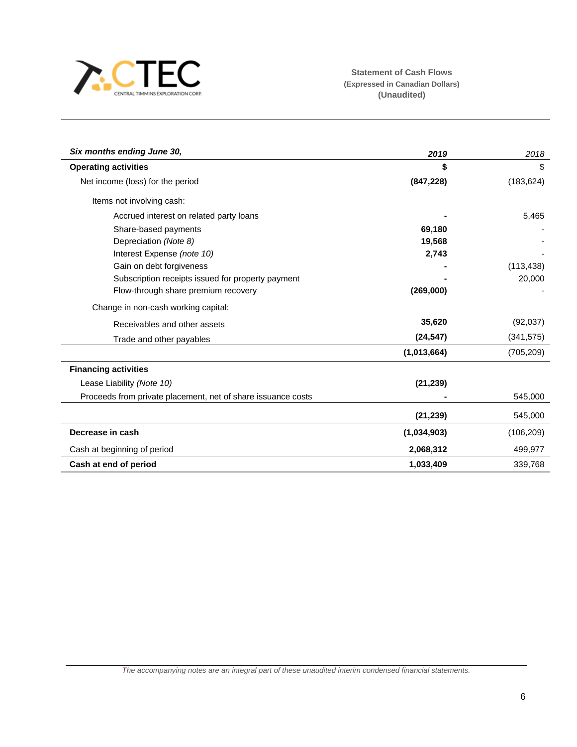CENTRAL TIMMINS EXPLORATION CORP.

**Statement of Cash Flows**
**(Expressed in Canadian Dollars)**
**(Unaudited)**

| ***Six months ending June 30,*** | ***2019*** | *2018* |
|---|---|---|
| **Operating activities** | **$** | $ |
| Net income (loss) for the period | **(847,228)** | (183,624) |
| Items not involving cash: | | |
| Accrued interest on related party loans | **-** | 5,465 |
| Share-based payments | **69,180** | - |
| Depreciation *(Note 8)* | **19,568** | - |
| Interest Expense *(note 10)* | **2,743** | - |
| Gain on debt forgiveness | **-** | (113,438) |
| Subscription receipts issued for property payment | **-** | 20,000 |
| Flow-through share premium recovery | **(269,000)** | - |
| Change in non-cash working capital: | | |
| Receivables and other assets | **35,620** | (92,037) |
| Trade and other payables | **(24,547)** | (341,575) |
| | **(1,013,664)** | (705,209) |
| **Financing activities** | | |
| Lease Liability *(Note 10)* | **(21,239)** | |
| Proceeds from private placement, net of share issuance costs | **-** | 545,000 |
| | **(21,239)** | 545,000 |
| **Decrease in cash** | **(1,034,903)** | (106,209) |
| Cash at beginning of period | **2,068,312** | 499,977 |
| **Cash at end of period** | **1,033,409** | 339,768 |

*The accompanying notes are an integral part of these unaudited interim condensed financial statements.*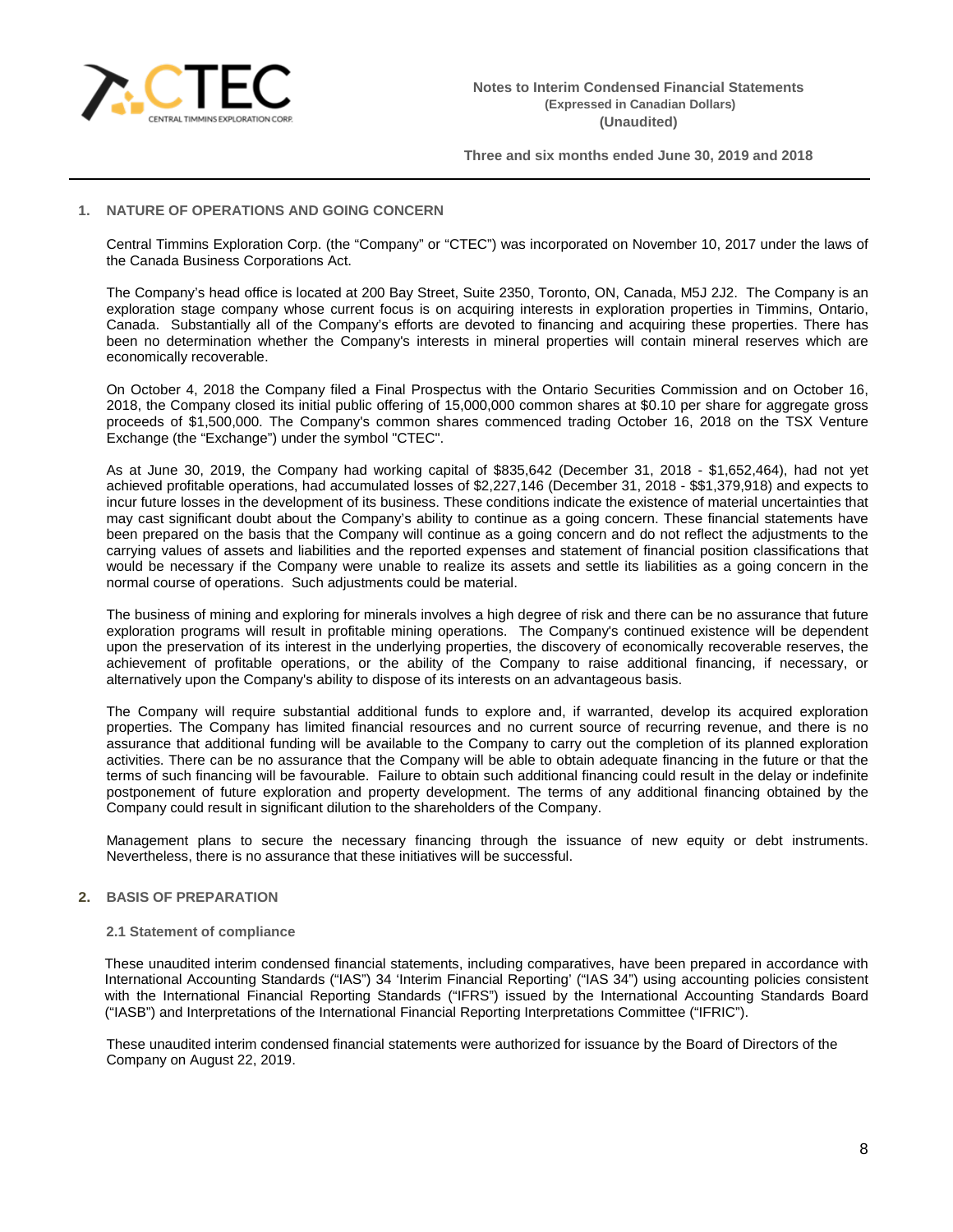## 1. NATURE OF OPERATIONS AND GOING CONCERN

Central Timmins Exploration Corp. (the "Company" or "CTEC") was incorporated on November 10, 2017 under the laws of the Canada Business Corporations Act.

The Company's head office is located at 200 Bay Street, Suite 2350, Toronto, ON, Canada, M5J 2J2. The Company is an exploration stage company whose current focus is on acquiring interests in exploration properties in Timmins, Ontario, Canada. Substantially all of the Company's efforts are devoted to financing and acquiring these properties. There has been no determination whether the Company's interests in mineral properties will contain mineral reserves which are economically recoverable.

On October 4, 2018 the Company filed a Final Prospectus with the Ontario Securities Commission and on October 16, 2018, the Company closed its initial public offering of 15,000,000 common shares at $0.10 per share for aggregate gross proceeds of $1,500,000. The Company's common shares commenced trading October 16, 2018 on the TSX Venture Exchange (the "Exchange") under the symbol "CTEC".

As at June 30, 2019, the Company had working capital of $835,642 (December 31, 2018 - $1,652,464), had not yet achieved profitable operations, had accumulated losses of $2,227,146 (December 31, 2018 - $$1,379,918) and expects to incur future losses in the development of its business. These conditions indicate the existence of material uncertainties that may cast significant doubt about the Company's ability to continue as a going concern. These financial statements have been prepared on the basis that the Company will continue as a going concern and do not reflect the adjustments to the carrying values of assets and liabilities and the reported expenses and statement of financial position classifications that would be necessary if the Company were unable to realize its assets and settle its liabilities as a going concern in the normal course of operations. Such adjustments could be material.

The business of mining and exploring for minerals involves a high degree of risk and there can be no assurance that future exploration programs will result in profitable mining operations. The Company's continued existence will be dependent upon the preservation of its interest in the underlying properties, the discovery of economically recoverable reserves, the achievement of profitable operations, or the ability of the Company to raise additional financing, if necessary, or alternatively upon the Company's ability to dispose of its interests on an advantageous basis.

The Company will require substantial additional funds to explore and, if warranted, develop its acquired exploration properties. The Company has limited financial resources and no current source of recurring revenue, and there is no assurance that additional funding will be available to the Company to carry out the completion of its planned exploration activities. There can be no assurance that the Company will be able to obtain adequate financing in the future or that the terms of such financing will be favourable. Failure to obtain such additional financing could result in the delay or indefinite postponement of future exploration and property development. The terms of any additional financing obtained by the Company could result in significant dilution to the shareholders of the Company.

Management plans to secure the necessary financing through the issuance of new equity or debt instruments. Nevertheless, there is no assurance that these initiatives will be successful.

## 2. BASIS OF PREPARATION

### 2.1 Statement of compliance

These unaudited interim condensed financial statements, including comparatives, have been prepared in accordance with International Accounting Standards ("IAS") 34 'Interim Financial Reporting' ("IAS 34") using accounting policies consistent with the International Financial Reporting Standards ("IFRS") issued by the International Accounting Standards Board ("IASB") and Interpretations of the International Financial Reporting Interpretations Committee ("IFRIC").

These unaudited interim condensed financial statements were authorized for issuance by the Board of Directors of the Company on August 22, 2019.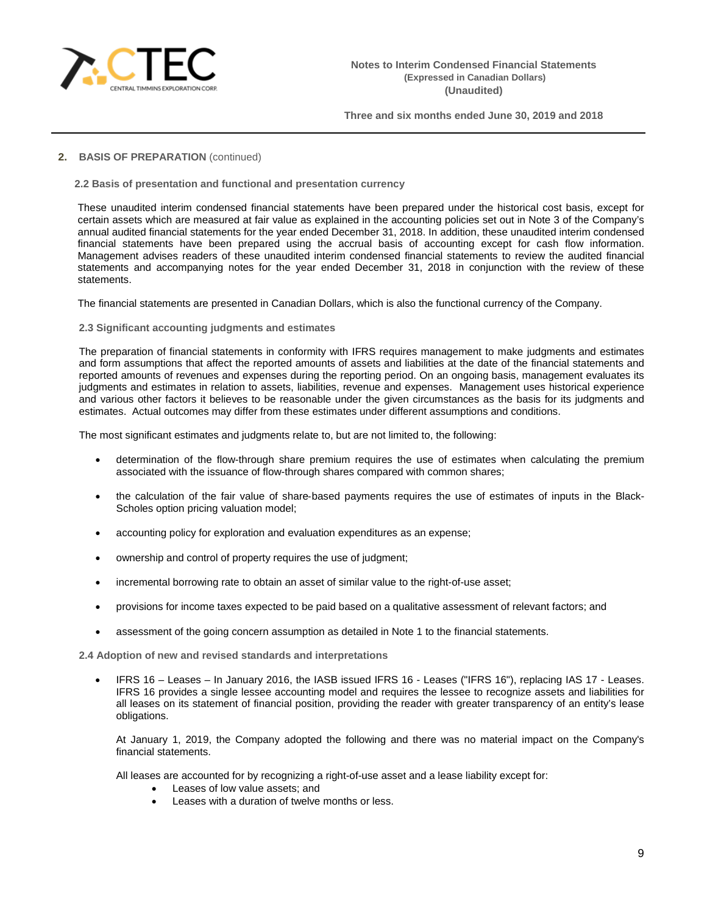## 2. BASIS OF PREPARATION (continued)

### 2.2 Basis of presentation and functional and presentation currency

These unaudited interim condensed financial statements have been prepared under the historical cost basis, except for certain assets which are measured at fair value as explained in the accounting policies set out in Note 3 of the Company's annual audited financial statements for the year ended December 31, 2018. In addition, these unaudited interim condensed financial statements have been prepared using the accrual basis of accounting except for cash flow information. Management advises readers of these unaudited interim condensed financial statements to review the audited financial statements and accompanying notes for the year ended December 31, 2018 in conjunction with the review of these statements.

The financial statements are presented in Canadian Dollars, which is also the functional currency of the Company.

### 2.3 Significant accounting judgments and estimates

The preparation of financial statements in conformity with IFRS requires management to make judgments and estimates and form assumptions that affect the reported amounts of assets and liabilities at the date of the financial statements and reported amounts of revenues and expenses during the reporting period. On an ongoing basis, management evaluates its judgments and estimates in relation to assets, liabilities, revenue and expenses. Management uses historical experience and various other factors it believes to be reasonable under the given circumstances as the basis for its judgments and estimates. Actual outcomes may differ from these estimates under different assumptions and conditions.

The most significant estimates and judgments relate to, but are not limited to, the following:

- determination of the flow-through share premium requires the use of estimates when calculating the premium associated with the issuance of flow-through shares compared with common shares;
- the calculation of the fair value of share-based payments requires the use of estimates of inputs in the Black-Scholes option pricing valuation model;
- accounting policy for exploration and evaluation expenditures as an expense;
- ownership and control of property requires the use of judgment;
- incremental borrowing rate to obtain an asset of similar value to the right-of-use asset;
- provisions for income taxes expected to be paid based on a qualitative assessment of relevant factors; and
- assessment of the going concern assumption as detailed in Note 1 to the financial statements.

### 2.4 Adoption of new and revised standards and interpretations

- IFRS 16 – Leases – In January 2016, the IASB issued IFRS 16 - Leases ("IFRS 16"), replacing IAS 17 - Leases. IFRS 16 provides a single lessee accounting model and requires the lessee to recognize assets and liabilities for all leases on its statement of financial position, providing the reader with greater transparency of an entity's lease obligations.

  At January 1, 2019, the Company adopted the following and there was no material impact on the Company's financial statements.

  All leases are accounted for by recognizing a right-of-use asset and a lease liability except for:
  - Leases of low value assets; and
  - Leases with a duration of twelve months or less.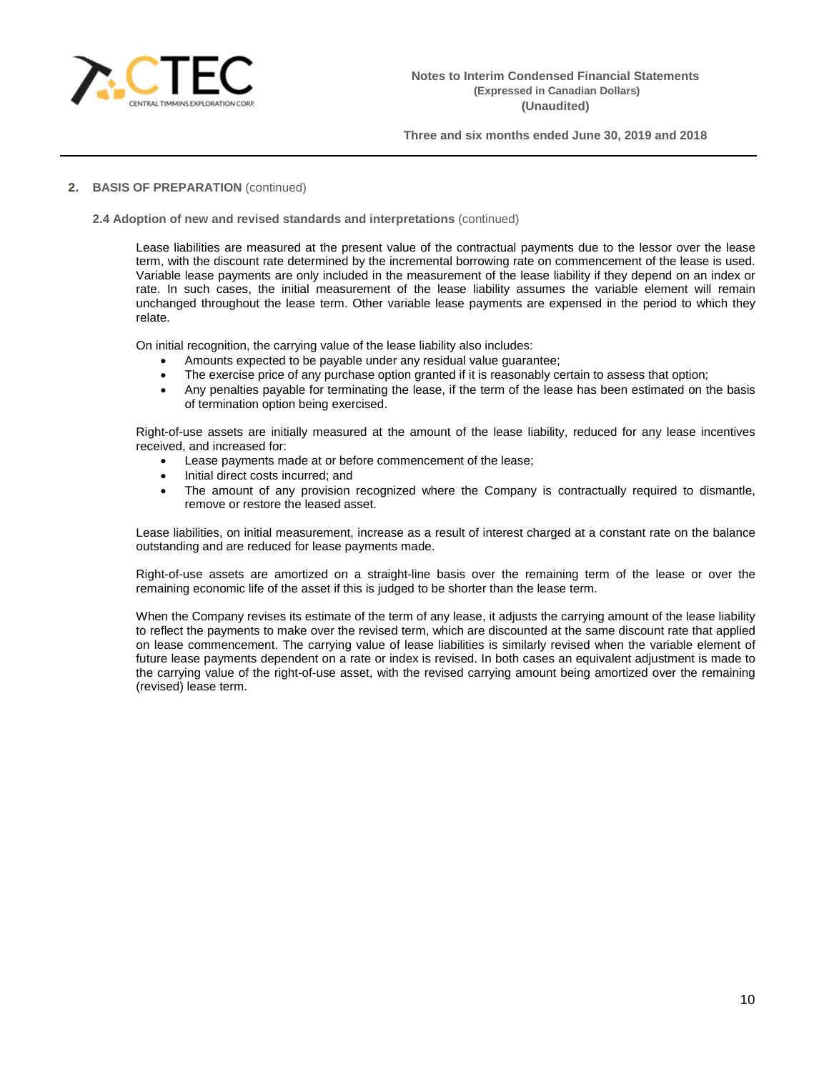## 2. BASIS OF PREPARATION (continued)

### 2.4 Adoption of new and revised standards and interpretations (continued)

Lease liabilities are measured at the present value of the contractual payments due to the lessor over the lease term, with the discount rate determined by the incremental borrowing rate on commencement of the lease is used. Variable lease payments are only included in the measurement of the lease liability if they depend on an index or rate. In such cases, the initial measurement of the lease liability assumes the variable element will remain unchanged throughout the lease term. Other variable lease payments are expensed in the period to which they relate.

On initial recognition, the carrying value of the lease liability also includes:

- Amounts expected to be payable under any residual value guarantee;
- The exercise price of any purchase option granted if it is reasonably certain to assess that option;
- Any penalties payable for terminating the lease, if the term of the lease has been estimated on the basis of termination option being exercised.

Right-of-use assets are initially measured at the amount of the lease liability, reduced for any lease incentives received, and increased for:

- Lease payments made at or before commencement of the lease;
- Initial direct costs incurred; and
- The amount of any provision recognized where the Company is contractually required to dismantle, remove or restore the leased asset.

Lease liabilities, on initial measurement, increase as a result of interest charged at a constant rate on the balance outstanding and are reduced for lease payments made.

Right-of-use assets are amortized on a straight-line basis over the remaining term of the lease or over the remaining economic life of the asset if this is judged to be shorter than the lease term.

When the Company revises its estimate of the term of any lease, it adjusts the carrying amount of the lease liability to reflect the payments to make over the revised term, which are discounted at the same discount rate that applied on lease commencement. The carrying value of lease liabilities is similarly revised when the variable element of future lease payments dependent on a rate or index is revised. In both cases an equivalent adjustment is made to the carrying value of the right-of-use asset, with the revised carrying amount being amortized over the remaining (revised) lease term.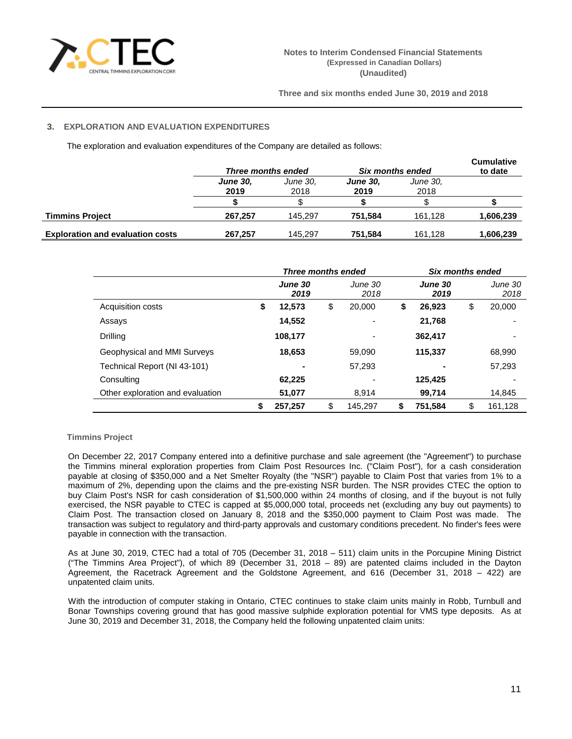## 3. EXPLORATION AND EVALUATION EXPENDITURES

The exploration and evaluation expenditures of the Company are detailed as follows:

| | ***Three months ended*** | | ***Six months ended*** | | **Cumulative to date** |
|---|---|---|---|---|---|
| | ***June 30, 2019*** | *June 30, 2018* | ***June 30, 2019*** | *June 30, 2018* | |
| | **$** | $ | **$** | $ | **$** |
| **Timmins Project** | **267,257** | 145,297 | **751,584** | 161,128 | **1,606,239** |
| **Exploration and evaluation costs** | **267,257** | 145,297 | **751,584** | 161,128 | **1,606,239** |

| | ***Three months ended*** | | ***Six months ended*** | |
|---|---|---|---|---|
| | ***June 30 2019*** | *June 30 2018* | ***June 30 2019*** | *June 30 2018* |
| Acquisition costs | **$ 12,573** | $ 20,000 | **$ 26,923** | $ 20,000 |
| Assays | **14,552** | - | **21,768** | - |
| Drilling | **108,177** | - | **362,417** | - |
| Geophysical and MMI Surveys | **18,653** | 59,090 | **115,337** | 68,990 |
| Technical Report (NI 43-101) | **-** | 57,293 | **-** | 57,293 |
| Consulting | **62,225** | - | **125,425** | - |
| Other exploration and evaluation | **51,077** | 8,914 | **99,714** | 14,845 |
| | **$ 257,257** | $ 145,297 | **$ 751,584** | $ 161,128 |

### Timmins Project

On December 22, 2017 Company entered into a definitive purchase and sale agreement (the "Agreement") to purchase the Timmins mineral exploration properties from Claim Post Resources Inc. ("Claim Post"), for a cash consideration payable at closing of $350,000 and a Net Smelter Royalty (the "NSR") payable to Claim Post that varies from 1% to a maximum of 2%, depending upon the claims and the pre-existing NSR burden. The NSR provides CTEC the option to buy Claim Post's NSR for cash consideration of $1,500,000 within 24 months of closing, and if the buyout is not fully exercised, the NSR payable to CTEC is capped at $5,000,000 total, proceeds net (excluding any buy out payments) to Claim Post. The transaction closed on January 8, 2018 and the $350,000 payment to Claim Post was made. The transaction was subject to regulatory and third-party approvals and customary conditions precedent. No finder's fees were payable in connection with the transaction.

As at June 30, 2019, CTEC had a total of 705 (December 31, 2018 – 511) claim units in the Porcupine Mining District ("The Timmins Area Project"), of which 89 (December 31, 2018 – 89) are patented claims included in the Dayton Agreement, the Racetrack Agreement and the Goldstone Agreement, and 616 (December 31, 2018 – 422) are unpatented claim units.

With the introduction of computer staking in Ontario, CTEC continues to stake claim units mainly in Robb, Turnbull and Bonar Townships covering ground that has good massive sulphide exploration potential for VMS type deposits. As at June 30, 2019 and December 31, 2018, the Company held the following unpatented claim units: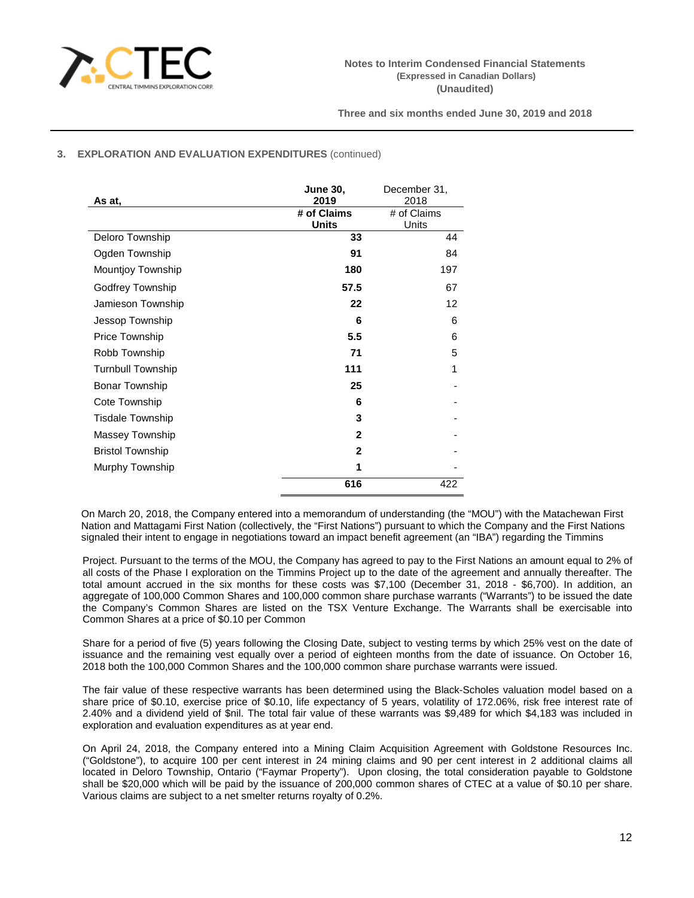## 3. EXPLORATION AND EVALUATION EXPENDITURES (continued)

| As at, | June 30, 2019 | December 31, 2018 |
|---|---|---|
| | # of Claims Units | # of Claims Units |
| Deloro Township | **33** | 44 |
| Ogden Township | **91** | 84 |
| Mountjoy Township | **180** | 197 |
| Godfrey Township | **57.5** | 67 |
| Jamieson Township | **22** | 12 |
| Jessop Township | **6** | 6 |
| Price Township | **5.5** | 6 |
| Robb Township | **71** | 5 |
| Turnbull Township | **111** | 1 |
| Bonar Township | **25** | - |
| Cote Township | **6** | - |
| Tisdale Township | **3** | - |
| Massey Township | **2** | - |
| Bristol Township | **2** | - |
| Murphy Township | **1** | - |
| | **616** | 422 |

On March 20, 2018, the Company entered into a memorandum of understanding (the "MOU") with the Matachewan First Nation and Mattagami First Nation (collectively, the "First Nations") pursuant to which the Company and the First Nations signaled their intent to engage in negotiations toward an impact benefit agreement (an "IBA") regarding the Timmins

Project. Pursuant to the terms of the MOU, the Company has agreed to pay to the First Nations an amount equal to 2% of all costs of the Phase I exploration on the Timmins Project up to the date of the agreement and annually thereafter. The total amount accrued in the six months for these costs was $7,100 (December 31, 2018 - $6,700). In addition, an aggregate of 100,000 Common Shares and 100,000 common share purchase warrants ("Warrants") to be issued the date the Company's Common Shares are listed on the TSX Venture Exchange. The Warrants shall be exercisable into Common Shares at a price of $0.10 per Common

Share for a period of five (5) years following the Closing Date, subject to vesting terms by which 25% vest on the date of issuance and the remaining vest equally over a period of eighteen months from the date of issuance. On October 16, 2018 both the 100,000 Common Shares and the 100,000 common share purchase warrants were issued.

The fair value of these respective warrants has been determined using the Black-Scholes valuation model based on a share price of $0.10, exercise price of $0.10, life expectancy of 5 years, volatility of 172.06%, risk free interest rate of 2.40% and a dividend yield of $nil. The total fair value of these warrants was $9,489 for which $4,183 was included in exploration and evaluation expenditures as at year end.

On April 24, 2018, the Company entered into a Mining Claim Acquisition Agreement with Goldstone Resources Inc. ("Goldstone"), to acquire 100 per cent interest in 24 mining claims and 90 per cent interest in 2 additional claims all located in Deloro Township, Ontario ("Faymar Property"). Upon closing, the total consideration payable to Goldstone shall be $20,000 which will be paid by the issuance of 200,000 common shares of CTEC at a value of $0.10 per share. Various claims are subject to a net smelter returns royalty of 0.2%.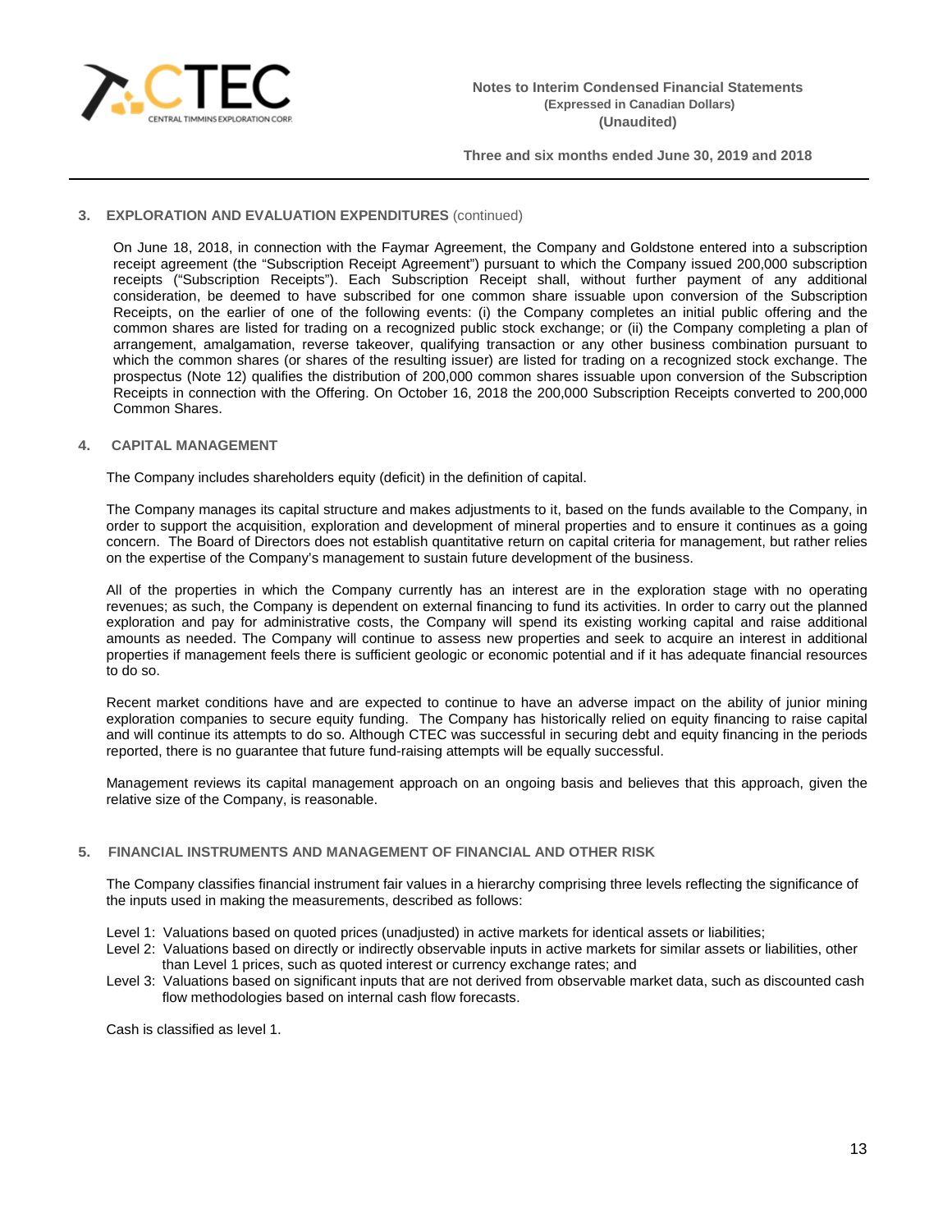## 3. EXPLORATION AND EVALUATION EXPENDITURES (continued)

On June 18, 2018, in connection with the Faymar Agreement, the Company and Goldstone entered into a subscription receipt agreement (the "Subscription Receipt Agreement") pursuant to which the Company issued 200,000 subscription receipts ("Subscription Receipts"). Each Subscription Receipt shall, without further payment of any additional consideration, be deemed to have subscribed for one common share issuable upon conversion of the Subscription Receipts, on the earlier of one of the following events: (i) the Company completes an initial public offering and the common shares are listed for trading on a recognized public stock exchange; or (ii) the Company completing a plan of arrangement, amalgamation, reverse takeover, qualifying transaction or any other business combination pursuant to which the common shares (or shares of the resulting issuer) are listed for trading on a recognized stock exchange. The prospectus (Note 12) qualifies the distribution of 200,000 common shares issuable upon conversion of the Subscription Receipts in connection with the Offering. On October 16, 2018 the 200,000 Subscription Receipts converted to 200,000 Common Shares.

## 4. CAPITAL MANAGEMENT

The Company includes shareholders equity (deficit) in the definition of capital.

The Company manages its capital structure and makes adjustments to it, based on the funds available to the Company, in order to support the acquisition, exploration and development of mineral properties and to ensure it continues as a going concern. The Board of Directors does not establish quantitative return on capital criteria for management, but rather relies on the expertise of the Company's management to sustain future development of the business.

All of the properties in which the Company currently has an interest are in the exploration stage with no operating revenues; as such, the Company is dependent on external financing to fund its activities. In order to carry out the planned exploration and pay for administrative costs, the Company will spend its existing working capital and raise additional amounts as needed. The Company will continue to assess new properties and seek to acquire an interest in additional properties if management feels there is sufficient geologic or economic potential and if it has adequate financial resources to do so.

Recent market conditions have and are expected to continue to have an adverse impact on the ability of junior mining exploration companies to secure equity funding. The Company has historically relied on equity financing to raise capital and will continue its attempts to do so. Although CTEC was successful in securing debt and equity financing in the periods reported, there is no guarantee that future fund-raising attempts will be equally successful.

Management reviews its capital management approach on an ongoing basis and believes that this approach, given the relative size of the Company, is reasonable.

## 5. FINANCIAL INSTRUMENTS AND MANAGEMENT OF FINANCIAL AND OTHER RISK

The Company classifies financial instrument fair values in a hierarchy comprising three levels reflecting the significance of the inputs used in making the measurements, described as follows:

- Level 1: Valuations based on quoted prices (unadjusted) in active markets for identical assets or liabilities;
- Level 2: Valuations based on directly or indirectly observable inputs in active markets for similar assets or liabilities, other than Level 1 prices, such as quoted interest or currency exchange rates; and
- Level 3: Valuations based on significant inputs that are not derived from observable market data, such as discounted cash flow methodologies based on internal cash flow forecasts.

Cash is classified as level 1.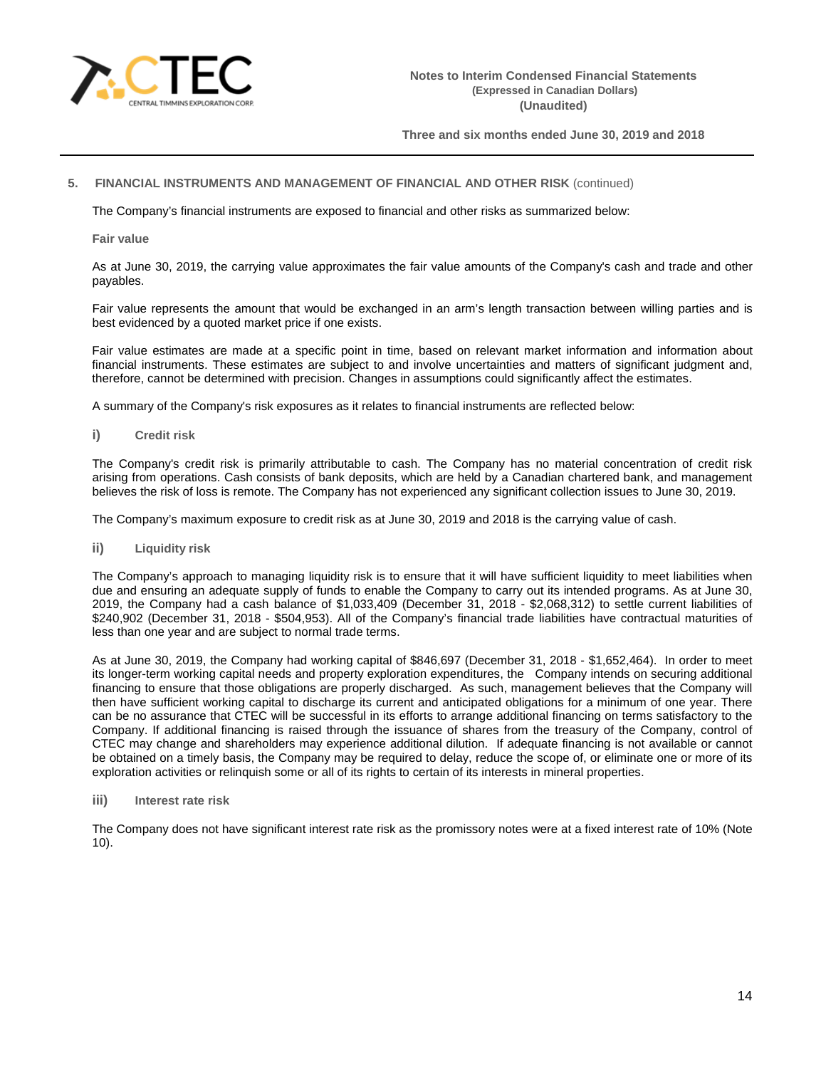## 5. FINANCIAL INSTRUMENTS AND MANAGEMENT OF FINANCIAL AND OTHER RISK (continued)

The Company's financial instruments are exposed to financial and other risks as summarized below:

**Fair value**

As at June 30, 2019, the carrying value approximates the fair value amounts of the Company's cash and trade and other payables.

Fair value represents the amount that would be exchanged in an arm's length transaction between willing parties and is best evidenced by a quoted market price if one exists.

Fair value estimates are made at a specific point in time, based on relevant market information and information about financial instruments. These estimates are subject to and involve uncertainties and matters of significant judgment and, therefore, cannot be determined with precision. Changes in assumptions could significantly affect the estimates.

A summary of the Company's risk exposures as it relates to financial instruments are reflected below:

### i) Credit risk

The Company's credit risk is primarily attributable to cash. The Company has no material concentration of credit risk arising from operations. Cash consists of bank deposits, which are held by a Canadian chartered bank, and management believes the risk of loss is remote. The Company has not experienced any significant collection issues to June 30, 2019.

The Company's maximum exposure to credit risk as at June 30, 2019 and 2018 is the carrying value of cash.

### ii) Liquidity risk

The Company's approach to managing liquidity risk is to ensure that it will have sufficient liquidity to meet liabilities when due and ensuring an adequate supply of funds to enable the Company to carry out its intended programs. As at June 30, 2019, the Company had a cash balance of $1,033,409 (December 31, 2018 - $2,068,312) to settle current liabilities of $240,902 (December 31, 2018 - $504,953). All of the Company's financial trade liabilities have contractual maturities of less than one year and are subject to normal trade terms.

As at June 30, 2019, the Company had working capital of $846,697 (December 31, 2018 - $1,652,464). In order to meet its longer-term working capital needs and property exploration expenditures, the Company intends on securing additional financing to ensure that those obligations are properly discharged. As such, management believes that the Company will then have sufficient working capital to discharge its current and anticipated obligations for a minimum of one year. There can be no assurance that CTEC will be successful in its efforts to arrange additional financing on terms satisfactory to the Company. If additional financing is raised through the issuance of shares from the treasury of the Company, control of CTEC may change and shareholders may experience additional dilution. If adequate financing is not available or cannot be obtained on a timely basis, the Company may be required to delay, reduce the scope of, or eliminate one or more of its exploration activities or relinquish some or all of its rights to certain of its interests in mineral properties.

### iii) Interest rate risk

The Company does not have significant interest rate risk as the promissory notes were at a fixed interest rate of 10% (Note 10).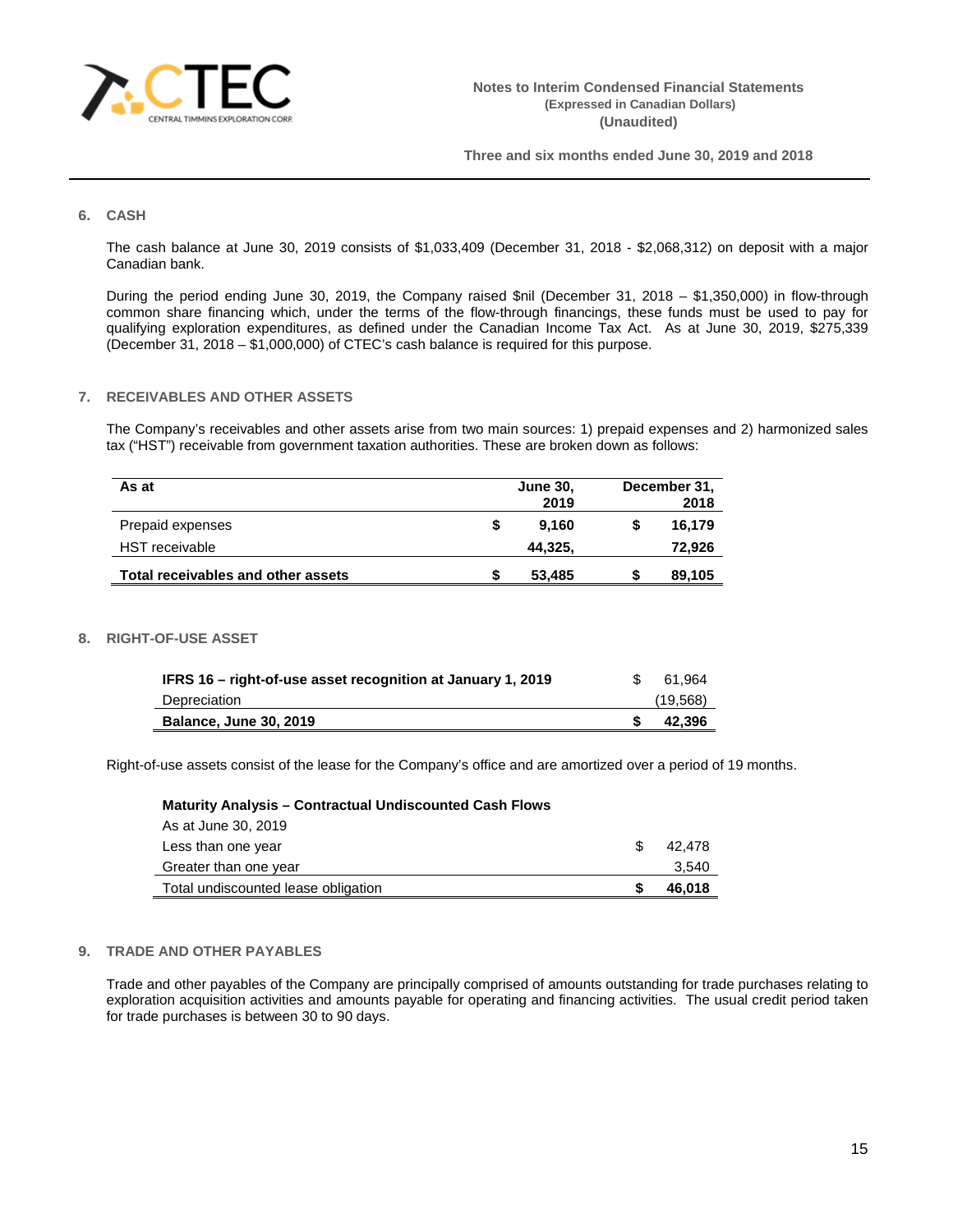## 6. CASH

The cash balance at June 30, 2019 consists of $1,033,409 (December 31, 2018 - $2,068,312) on deposit with a major Canadian bank.

During the period ending June 30, 2019, the Company raised $nil (December 31, 2018 – $1,350,000) in flow-through common share financing which, under the terms of the flow-through financings, these funds must be used to pay for qualifying exploration expenditures, as defined under the Canadian Income Tax Act. As at June 30, 2019, $275,339 (December 31, 2018 – $1,000,000) of CTEC's cash balance is required for this purpose.

## 7. RECEIVABLES AND OTHER ASSETS

The Company's receivables and other assets arise from two main sources: 1) prepaid expenses and 2) harmonized sales tax ("HST") receivable from government taxation authorities. These are broken down as follows:

| As at | | June 30, 2019 | | December 31, 2018 |
|---|---|---|---|---|
| Prepaid expenses | $ | 9,160 | $ | 16,179 |
| HST receivable | | 44,325, | | 72,926 |
| **Total receivables and other assets** | **$** | **53,485** | **$** | **89,105** |

## 8. RIGHT-OF-USE ASSET

| | | |
|---|---|---|
| **IFRS 16 – right-of-use asset recognition at January 1, 2019** | $ | 61,964 |
| Depreciation | | (19,568) |
| **Balance, June 30, 2019** | **$** | **42,396** |

Right-of-use assets consist of the lease for the Company's office and are amortized over a period of 19 months.

| **Maturity Analysis – Contractual Undiscounted Cash Flows** | | |
|---|---|---|
| As at June 30, 2019 | | |
| Less than one year | $ | 42,478 |
| Greater than one year | | 3,540 |
| Total undiscounted lease obligation | **$** | **46,018** |

## 9. TRADE AND OTHER PAYABLES

Trade and other payables of the Company are principally comprised of amounts outstanding for trade purchases relating to exploration acquisition activities and amounts payable for operating and financing activities. The usual credit period taken for trade purchases is between 30 to 90 days.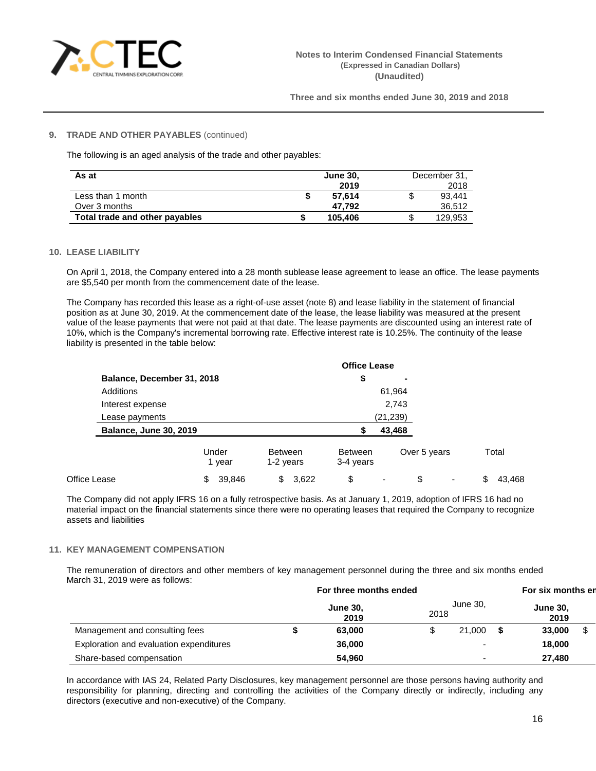## 9. TRADE AND OTHER PAYABLES (continued)

The following is an aged analysis of the trade and other payables:

| As at | June 30, 2019 | December 31, 2018 |
|---|---|---|
| Less than 1 month | $ 57,614 | $ 93,441 |
| Over 3 months | 47,792 | 36,512 |
| **Total trade and other payables** | **$ 105,406** | $ 129,953 |

## 10. LEASE LIABILITY

On April 1, 2018, the Company entered into a 28 month sublease lease agreement to lease an office. The lease payments are $5,540 per month from the commencement date of the lease.

The Company has recorded this lease as a right-of-use asset (note 8) and lease liability in the statement of financial position as at June 30, 2019. At the commencement date of the lease, the lease liability was measured at the present value of the lease payments that were not paid at that date. The lease payments are discounted using an interest rate of 10%, which is the Company's incremental borrowing rate. Effective interest rate is 10.25%. The continuity of the lease liability is presented in the table below:

| | Office Lease |
|---|---|
| **Balance, December 31, 2018** | **$ -** |
| Additions | 61,964 |
| Interest expense | 2,743 |
| Lease payments | (21,239) |
| **Balance, June 30, 2019** | **$ 43,468** |

| | Under 1 year | Between 1-2 years | Between 3-4 years | Over 5 years | Total |
|---|---|---|---|---|---|
| Office Lease | $ 39,846 | $ 3,622 | $ - | $ - | $ 43,468 |

The Company did not apply IFRS 16 on a fully retrospective basis. As at January 1, 2019, adoption of IFRS 16 had no material impact on the financial statements since there were no operating leases that required the Company to recognize assets and liabilities

## 11. KEY MANAGEMENT COMPENSATION

The remuneration of directors and other members of key management personnel during the three and six months ended March 31, 2019 were as follows:

| | For three months ended | | For six months en | |
|---|---|---|---|---|
| | **June 30, 2019** | June 30, 2018 | **June 30, 2019** | |
| Management and consulting fees | **$ 63,000** | $ 21,000 | **$ 33,000** | $ |
| Exploration and evaluation expenditures | **36,000** | - | **18,000** | |
| Share-based compensation | **54,960** | - | **27,480** | |

In accordance with IAS 24, Related Party Disclosures, key management personnel are those persons having authority and responsibility for planning, directing and controlling the activities of the Company directly or indirectly, including any directors (executive and non-executive) of the Company.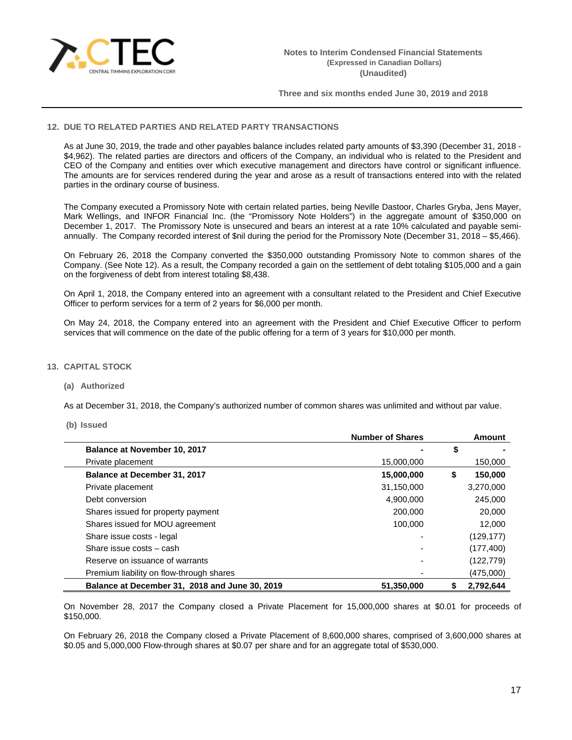## 12. DUE TO RELATED PARTIES AND RELATED PARTY TRANSACTIONS

As at June 30, 2019, the trade and other payables balance includes related party amounts of $3,390 (December 31, 2018 - $4,962). The related parties are directors and officers of the Company, an individual who is related to the President and CEO of the Company and entities over which executive management and directors have control or significant influence. The amounts are for services rendered during the year and arose as a result of transactions entered into with the related parties in the ordinary course of business.

The Company executed a Promissory Note with certain related parties, being Neville Dastoor, Charles Gryba, Jens Mayer, Mark Wellings, and INFOR Financial Inc. (the "Promissory Note Holders") in the aggregate amount of $350,000 on December 1, 2017. The Promissory Note is unsecured and bears an interest at a rate 10% calculated and payable semi-annually. The Company recorded interest of $nil during the period for the Promissory Note (December 31, 2018 – $5,466).

On February 26, 2018 the Company converted the $350,000 outstanding Promissory Note to common shares of the Company. (See Note 12). As a result, the Company recorded a gain on the settlement of debt totaling $105,000 and a gain on the forgiveness of debt from interest totaling $8,438.

On April 1, 2018, the Company entered into an agreement with a consultant related to the President and Chief Executive Officer to perform services for a term of 2 years for $6,000 per month.

On May 24, 2018, the Company entered into an agreement with the President and Chief Executive Officer to perform services that will commence on the date of the public offering for a term of 3 years for $10,000 per month.

## 13. CAPITAL STOCK

### (a) Authorized

As at December 31, 2018, the Company's authorized number of common shares was unlimited and without par value.

### (b) Issued

| | Number of Shares | | Amount |
|---|---|---|---|
| **Balance at November 10, 2017** | **-** | **$** | **-** |
| Private placement | 15,000,000 | | 150,000 |
| **Balance at December 31, 2017** | **15,000,000** | **$** | **150,000** |
| Private placement | 31,150,000 | | 3,270,000 |
| Debt conversion | 4,900,000 | | 245,000 |
| Shares issued for property payment | 200,000 | | 20,000 |
| Shares issued for MOU agreement | 100,000 | | 12,000 |
| Share issue costs - legal | - | | (129,177) |
| Share issue costs – cash | - | | (177,400) |
| Reserve on issuance of warrants | - | | (122,779) |
| Premium liability on flow-through shares | - | | (475,000) |
| **Balance at December 31, 2018 and June 30, 2019** | **51,350,000** | **$** | **2,792,644** |

On November 28, 2017 the Company closed a Private Placement for 15,000,000 shares at $0.01 for proceeds of $150,000.

On February 26, 2018 the Company closed a Private Placement of 8,600,000 shares, comprised of 3,600,000 shares at $0.05 and 5,000,000 Flow-through shares at $0.07 per share and for an aggregate total of $530,000.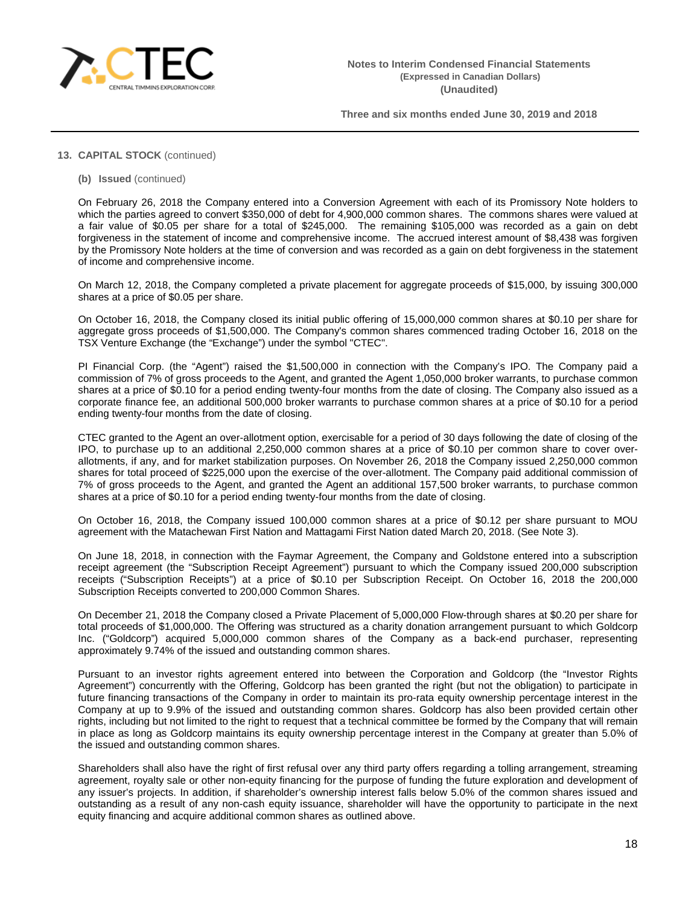## 13. CAPITAL STOCK (continued)

### (b) Issued (continued)

On February 26, 2018 the Company entered into a Conversion Agreement with each of its Promissory Note holders to which the parties agreed to convert $350,000 of debt for 4,900,000 common shares. The commons shares were valued at a fair value of $0.05 per share for a total of $245,000. The remaining $105,000 was recorded as a gain on debt forgiveness in the statement of income and comprehensive income. The accrued interest amount of $8,438 was forgiven by the Promissory Note holders at the time of conversion and was recorded as a gain on debt forgiveness in the statement of income and comprehensive income.

On March 12, 2018, the Company completed a private placement for aggregate proceeds of $15,000, by issuing 300,000 shares at a price of $0.05 per share.

On October 16, 2018, the Company closed its initial public offering of 15,000,000 common shares at $0.10 per share for aggregate gross proceeds of $1,500,000. The Company's common shares commenced trading October 16, 2018 on the TSX Venture Exchange (the "Exchange") under the symbol "CTEC".

PI Financial Corp. (the "Agent") raised the $1,500,000 in connection with the Company's IPO. The Company paid a commission of 7% of gross proceeds to the Agent, and granted the Agent 1,050,000 broker warrants, to purchase common shares at a price of $0.10 for a period ending twenty-four months from the date of closing. The Company also issued as a corporate finance fee, an additional 500,000 broker warrants to purchase common shares at a price of $0.10 for a period ending twenty-four months from the date of closing.

CTEC granted to the Agent an over-allotment option, exercisable for a period of 30 days following the date of closing of the IPO, to purchase up to an additional 2,250,000 common shares at a price of $0.10 per common share to cover over-allotments, if any, and for market stabilization purposes. On November 26, 2018 the Company issued 2,250,000 common shares for total proceed of $225,000 upon the exercise of the over-allotment. The Company paid additional commission of 7% of gross proceeds to the Agent, and granted the Agent an additional 157,500 broker warrants, to purchase common shares at a price of $0.10 for a period ending twenty-four months from the date of closing.

On October 16, 2018, the Company issued 100,000 common shares at a price of $0.12 per share pursuant to MOU agreement with the Matachewan First Nation and Mattagami First Nation dated March 20, 2018. (See Note 3).

On June 18, 2018, in connection with the Faymar Agreement, the Company and Goldstone entered into a subscription receipt agreement (the "Subscription Receipt Agreement") pursuant to which the Company issued 200,000 subscription receipts ("Subscription Receipts") at a price of $0.10 per Subscription Receipt. On October 16, 2018 the 200,000 Subscription Receipts converted to 200,000 Common Shares.

On December 21, 2018 the Company closed a Private Placement of 5,000,000 Flow-through shares at $0.20 per share for total proceeds of $1,000,000. The Offering was structured as a charity donation arrangement pursuant to which Goldcorp Inc. ("Goldcorp") acquired 5,000,000 common shares of the Company as a back-end purchaser, representing approximately 9.74% of the issued and outstanding common shares.

Pursuant to an investor rights agreement entered into between the Corporation and Goldcorp (the "Investor Rights Agreement") concurrently with the Offering, Goldcorp has been granted the right (but not the obligation) to participate in future financing transactions of the Company in order to maintain its pro-rata equity ownership percentage interest in the Company at up to 9.9% of the issued and outstanding common shares. Goldcorp has also been provided certain other rights, including but not limited to the right to request that a technical committee be formed by the Company that will remain in place as long as Goldcorp maintains its equity ownership percentage interest in the Company at greater than 5.0% of the issued and outstanding common shares.

Shareholders shall also have the right of first refusal over any third party offers regarding a tolling arrangement, streaming agreement, royalty sale or other non-equity financing for the purpose of funding the future exploration and development of any issuer's projects. In addition, if shareholder's ownership interest falls below 5.0% of the common shares issued and outstanding as a result of any non-cash equity issuance, shareholder will have the opportunity to participate in the next equity financing and acquire additional common shares as outlined above.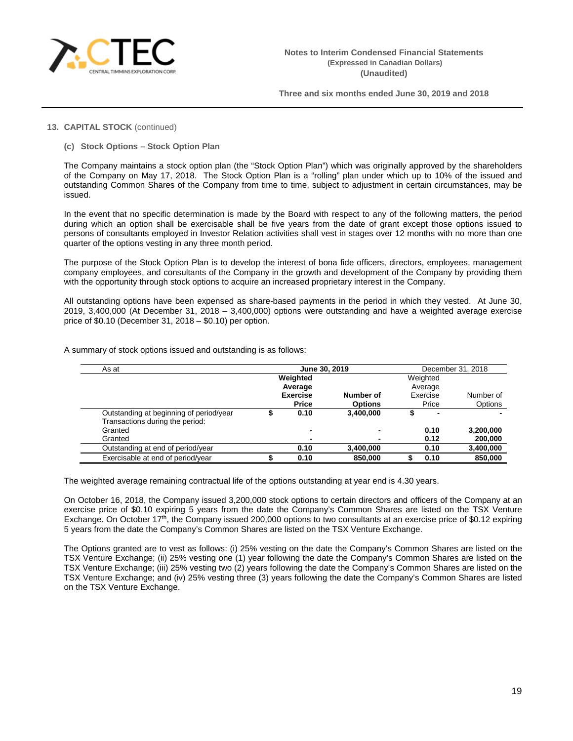**13. CAPITAL STOCK** (continued)

**(c) Stock Options – Stock Option Plan**

The Company maintains a stock option plan (the "Stock Option Plan") which was originally approved by the shareholders of the Company on May 17, 2018. The Stock Option Plan is a "rolling" plan under which up to 10% of the issued and outstanding Common Shares of the Company from time to time, subject to adjustment in certain circumstances, may be issued.

In the event that no specific determination is made by the Board with respect to any of the following matters, the period during which an option shall be exercisable shall be five years from the date of grant except those options issued to persons of consultants employed in Investor Relation activities shall vest in stages over 12 months with no more than one quarter of the options vesting in any three month period.

The purpose of the Stock Option Plan is to develop the interest of bona fide officers, directors, employees, management company employees, and consultants of the Company in the growth and development of the Company by providing them with the opportunity through stock options to acquire an increased proprietary interest in the Company.

All outstanding options have been expensed as share-based payments in the period in which they vested. At June 30, 2019, 3,400,000 (At December 31, 2018 – 3,400,000) options were outstanding and have a weighted average exercise price of $0.10 (December 31, 2018 – $0.10) per option.

A summary of stock options issued and outstanding is as follows:

| As at | June 30, 2019 | | December 31, 2018 | |
|---|---|---|---|---|
| | **Weighted Average Exercise Price** | **Number of Options** | Weighted Average Exercise Price | Number of Options |
| Outstanding at beginning of period/year | $ 0.10 | 3,400,000 | $ - | - |
| Transactions during the period: | | | | |
| Granted | - | - | 0.10 | 3,200,000 |
| Granted | - | - | 0.12 | 200,000 |
| Outstanding at end of period/year | 0.10 | 3,400,000 | 0.10 | 3,400,000 |
| Exercisable at end of period/year | $ 0.10 | 850,000 | $ 0.10 | 850,000 |

The weighted average remaining contractual life of the options outstanding at year end is 4.30 years.

On October 16, 2018, the Company issued 3,200,000 stock options to certain directors and officers of the Company at an exercise price of $0.10 expiring 5 years from the date the Company's Common Shares are listed on the TSX Venture Exchange. On October 17th, the Company issued 200,000 options to two consultants at an exercise price of $0.12 expiring 5 years from the date the Company's Common Shares are listed on the TSX Venture Exchange.

The Options granted are to vest as follows: (i) 25% vesting on the date the Company's Common Shares are listed on the TSX Venture Exchange; (ii) 25% vesting one (1) year following the date the Company's Common Shares are listed on the TSX Venture Exchange; (iii) 25% vesting two (2) years following the date the Company's Common Shares are listed on the TSX Venture Exchange; and (iv) 25% vesting three (3) years following the date the Company's Common Shares are listed on the TSX Venture Exchange.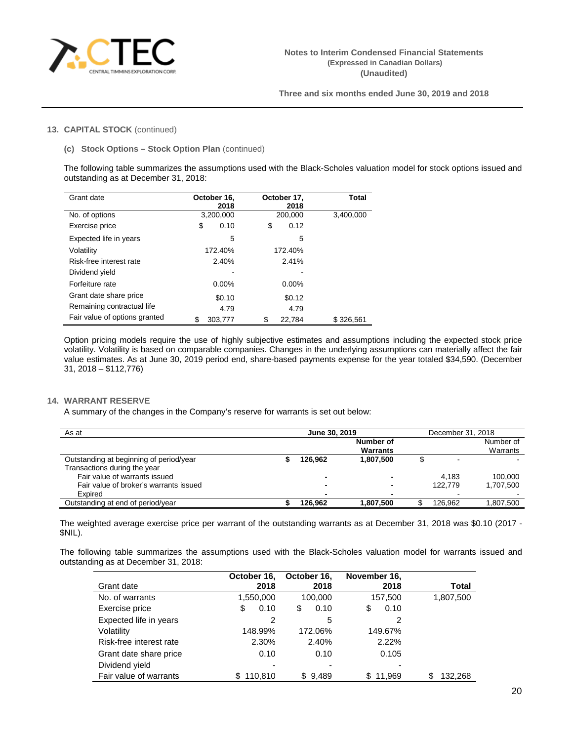## 13. CAPITAL STOCK (continued)

### (c) Stock Options – Stock Option Plan (continued)

The following table summarizes the assumptions used with the Black-Scholes valuation model for stock options issued and outstanding as at December 31, 2018:

| Grant date | October 16, 2018 | October 17, 2018 | Total |
|---|---|---|---|
| No. of options | 3,200,000 | 200,000 | 3,400,000 |
| Exercise price | $ 0.10 | $ 0.12 | |
| Expected life in years | 5 | 5 | |
| Volatility | 172.40% | 172.40% | |
| Risk-free interest rate | 2.40% | 2.41% | |
| Dividend yield | - | - | |
| Forfeiture rate | 0.00% | 0.00% | |
| Grant date share price | $0.10 | $0.12 | |
| Remaining contractual life | 4.79 | 4.79 | |
| Fair value of options granted | $ 303,777 | $ 22,784 | $ 326,561 |

Option pricing models require the use of highly subjective estimates and assumptions including the expected stock price volatility. Volatility is based on comparable companies. Changes in the underlying assumptions can materially affect the fair value estimates. As at June 30, 2019 period end, share-based payments expense for the year totaled $34,590. (December 31, 2018 – $112,776)

## 14. WARRANT RESERVE

A summary of the changes in the Company's reserve for warrants is set out below:

| As at | June 30, 2019 | | December 31, 2018 | |
|---|---|---|---|---|
| | | Number of Warrants | | Number of Warrants |
| Outstanding at beginning of period/year | $ 126,962 | 1,807,500 | $ - | - |
| Transactions during the year | | | | |
| Fair value of warrants issued | - | - | 4,183 | 100,000 |
| Fair value of broker's warrants issued | - | - | 122,779 | 1,707,500 |
| Expired | - | - | - | - |
| Outstanding at end of period/year | $ 126,962 | 1,807,500 | $ 126,962 | 1,807,500 |

The weighted average exercise price per warrant of the outstanding warrants as at December 31, 2018 was $0.10 (2017 - $NIL).

The following table summarizes the assumptions used with the Black-Scholes valuation model for warrants issued and outstanding as at December 31, 2018:

| Grant date | October 16, 2018 | October 16, 2018 | November 16, 2018 | Total |
|---|---|---|---|---|
| No. of warrants | 1,550,000 | 100,000 | 157,500 | 1,807,500 |
| Exercise price | $ 0.10 | $ 0.10 | $ 0.10 | |
| Expected life in years | 2 | 5 | 2 | |
| Volatility | 148.99% | 172.06% | 149.67% | |
| Risk-free interest rate | 2.30% | 2.40% | 2.22% | |
| Grant date share price | 0.10 | 0.10 | 0.105 | |
| Dividend yield | - | - | - | |
| Fair value of warrants | $ 110,810 | $ 9,489 | $ 11,969 | $ 132,268 |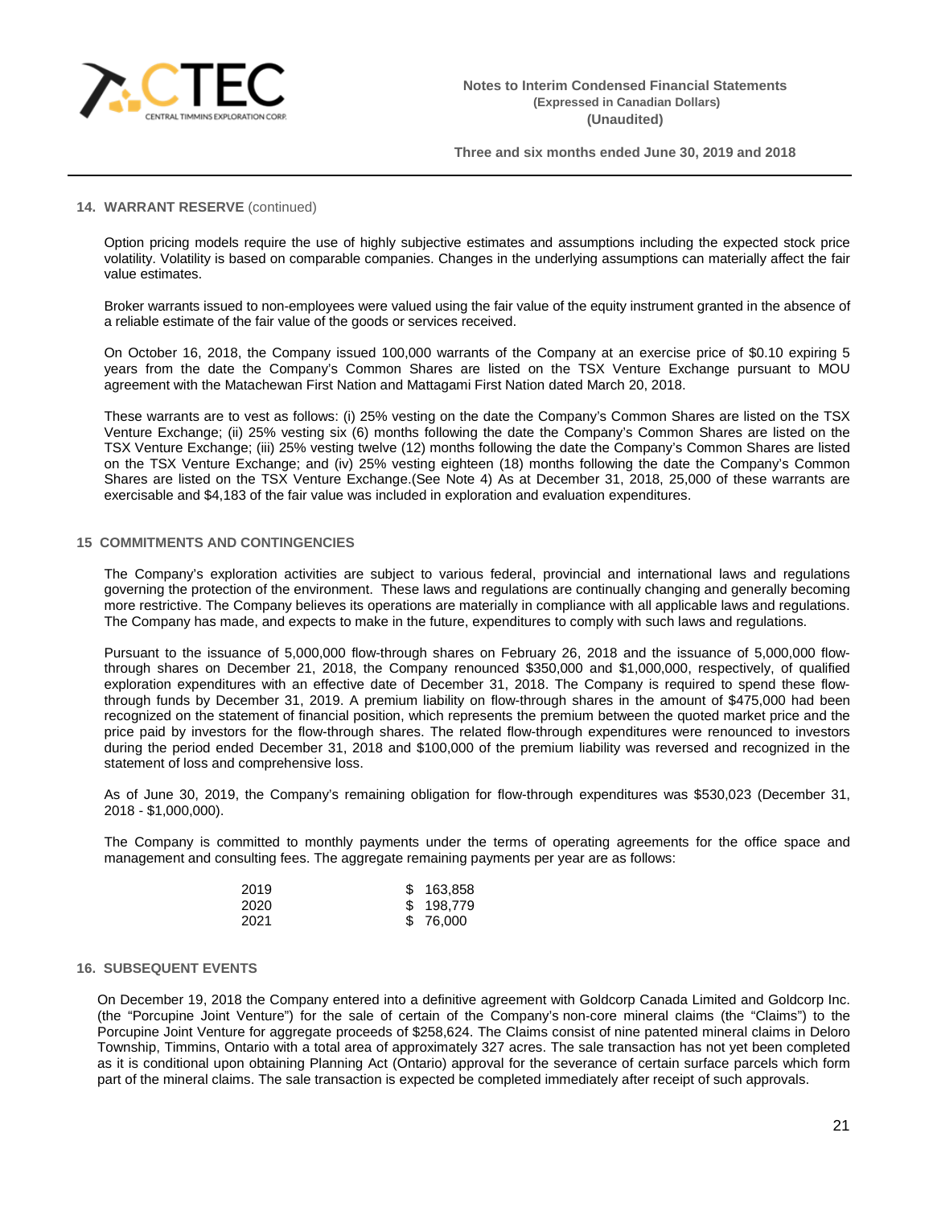#### 14. WARRANT RESERVE (continued)

Option pricing models require the use of highly subjective estimates and assumptions including the expected stock price volatility. Volatility is based on comparable companies. Changes in the underlying assumptions can materially affect the fair value estimates.

Broker warrants issued to non-employees were valued using the fair value of the equity instrument granted in the absence of a reliable estimate of the fair value of the goods or services received.

On October 16, 2018, the Company issued 100,000 warrants of the Company at an exercise price of $0.10 expiring 5 years from the date the Company's Common Shares are listed on the TSX Venture Exchange pursuant to MOU agreement with the Matachewan First Nation and Mattagami First Nation dated March 20, 2018.

These warrants are to vest as follows: (i) 25% vesting on the date the Company's Common Shares are listed on the TSX Venture Exchange; (ii) 25% vesting six (6) months following the date the Company's Common Shares are listed on the TSX Venture Exchange; (iii) 25% vesting twelve (12) months following the date the Company's Common Shares are listed on the TSX Venture Exchange; and (iv) 25% vesting eighteen (18) months following the date the Company's Common Shares are listed on the TSX Venture Exchange.(See Note 4) As at December 31, 2018, 25,000 of these warrants are exercisable and $4,183 of the fair value was included in exploration and evaluation expenditures.

#### 15 COMMITMENTS AND CONTINGENCIES

The Company's exploration activities are subject to various federal, provincial and international laws and regulations governing the protection of the environment. These laws and regulations are continually changing and generally becoming more restrictive. The Company believes its operations are materially in compliance with all applicable laws and regulations. The Company has made, and expects to make in the future, expenditures to comply with such laws and regulations.

Pursuant to the issuance of 5,000,000 flow-through shares on February 26, 2018 and the issuance of 5,000,000 flow-through shares on December 21, 2018, the Company renounced $350,000 and $1,000,000, respectively, of qualified exploration expenditures with an effective date of December 31, 2018. The Company is required to spend these flow-through funds by December 31, 2019. A premium liability on flow-through shares in the amount of $475,000 had been recognized on the statement of financial position, which represents the premium between the quoted market price and the price paid by investors for the flow-through shares. The related flow-through expenditures were renounced to investors during the period ended December 31, 2018 and $100,000 of the premium liability was reversed and recognized in the statement of loss and comprehensive loss.

As of June 30, 2019, the Company's remaining obligation for flow-through expenditures was $530,023 (December 31, 2018 - $1,000,000).

The Company is committed to monthly payments under the terms of operating agreements for the office space and management and consulting fees. The aggregate remaining payments per year are as follows:

| | |
|---|---|
| 2019 | $ 163,858 |
| 2020 | $ 198,779 |
| 2021 | $ 76,000 |

#### 16. SUBSEQUENT EVENTS

On December 19, 2018 the Company entered into a definitive agreement with Goldcorp Canada Limited and Goldcorp Inc. (the "Porcupine Joint Venture") for the sale of certain of the Company's non-core mineral claims (the "Claims") to the Porcupine Joint Venture for aggregate proceeds of $258,624. The Claims consist of nine patented mineral claims in Deloro Township, Timmins, Ontario with a total area of approximately 327 acres. The sale transaction has not yet been completed as it is conditional upon obtaining Planning Act (Ontario) approval for the severance of certain surface parcels which form part of the mineral claims. The sale transaction is expected be completed immediately after receipt of such approvals.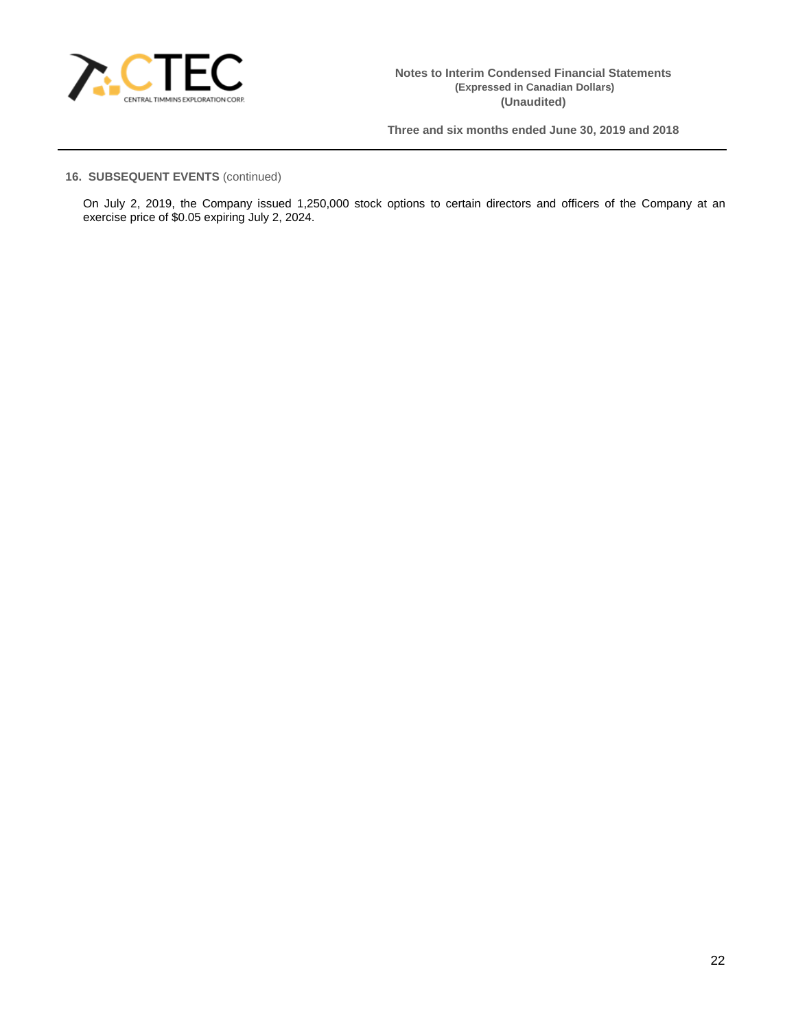## 16. SUBSEQUENT EVENTS (continued)

On July 2, 2019, the Company issued 1,250,000 stock options to certain directors and officers of the Company at an exercise price of $0.05 expiring July 2, 2024.